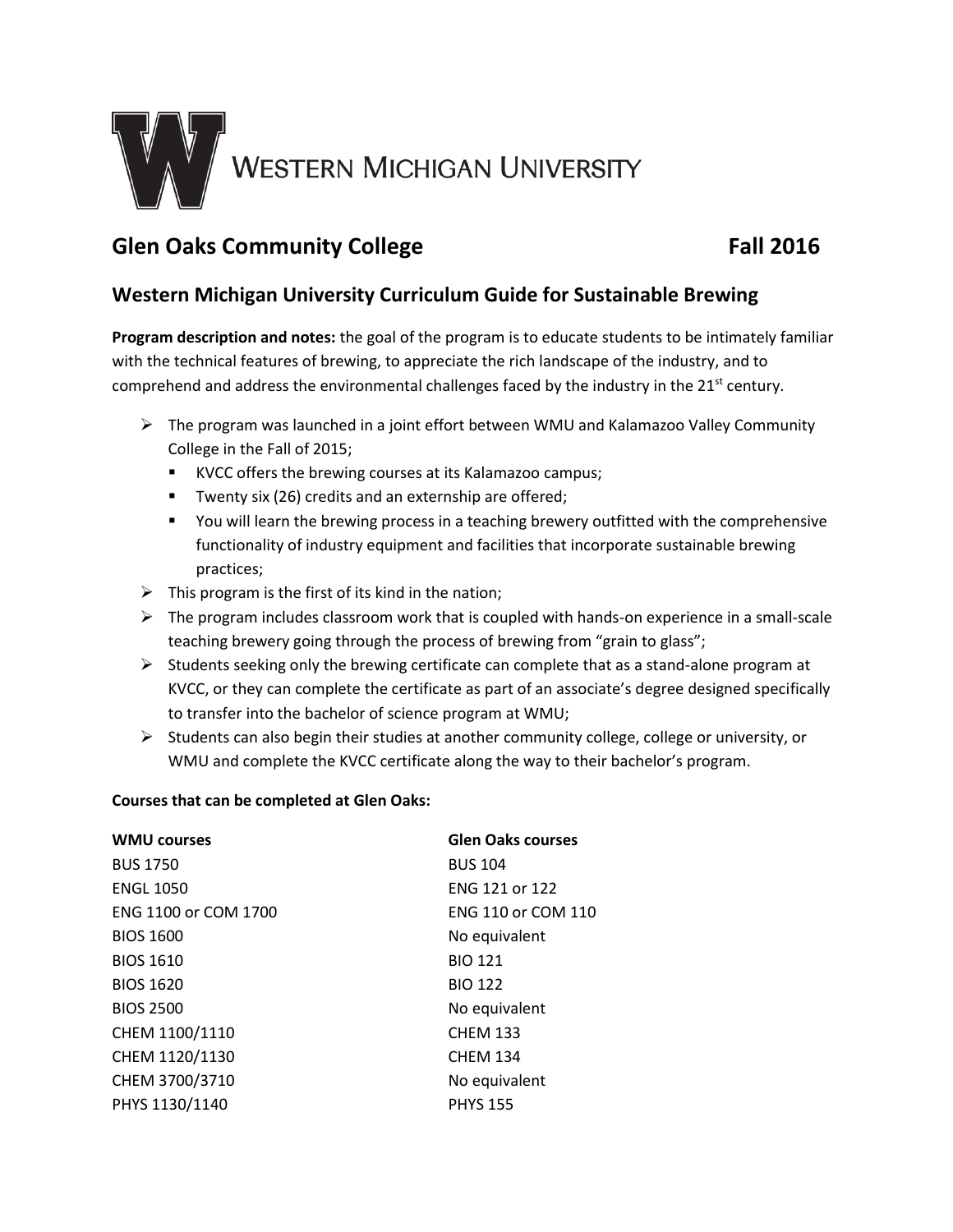Western Michigan University

## Glen Oaks Community College — Fall 2016

## Western Michigan University Curriculum Guide for Sustainable Brewing

**Program description and notes:** the goal of the program is to educate students to be intimately familiar with the technical features of brewing, to appreciate the rich landscape of the industry, and to comprehend and address the environmental challenges faced by the industry in the 21st century.

- The program was launched in a joint effort between WMU and Kalamazoo Valley Community College in the Fall of 2015;
  - KVCC offers the brewing courses at its Kalamazoo campus;
  - Twenty six (26) credits and an externship are offered;
  - You will learn the brewing process in a teaching brewery outfitted with the comprehensive functionality of industry equipment and facilities that incorporate sustainable brewing practices;
- This program is the first of its kind in the nation;
- The program includes classroom work that is coupled with hands-on experience in a small-scale teaching brewery going through the process of brewing from "grain to glass";
- Students seeking only the brewing certificate can complete that as a stand-alone program at KVCC, or they can complete the certificate as part of an associate's degree designed specifically to transfer into the bachelor of science program at WMU;
- Students can also begin their studies at another community college, college or university, or WMU and complete the KVCC certificate along the way to their bachelor's program.

**Courses that can be completed at Glen Oaks:**

| WMU courses | Glen Oaks courses |
| --- | --- |
| BUS 1750 | BUS 104 |
| ENGL 1050 | ENG 121 or 122 |
| ENG 1100 or COM 1700 | ENG 110 or COM 110 |
| BIOS 1600 | No equivalent |
| BIOS 1610 | BIO 121 |
| BIOS 1620 | BIO 122 |
| BIOS 2500 | No equivalent |
| CHEM 1100/1110 | CHEM 133 |
| CHEM 1120/1130 | CHEM 134 |
| CHEM 3700/3710 | No equivalent |
| PHYS 1130/1140 | PHYS 155 |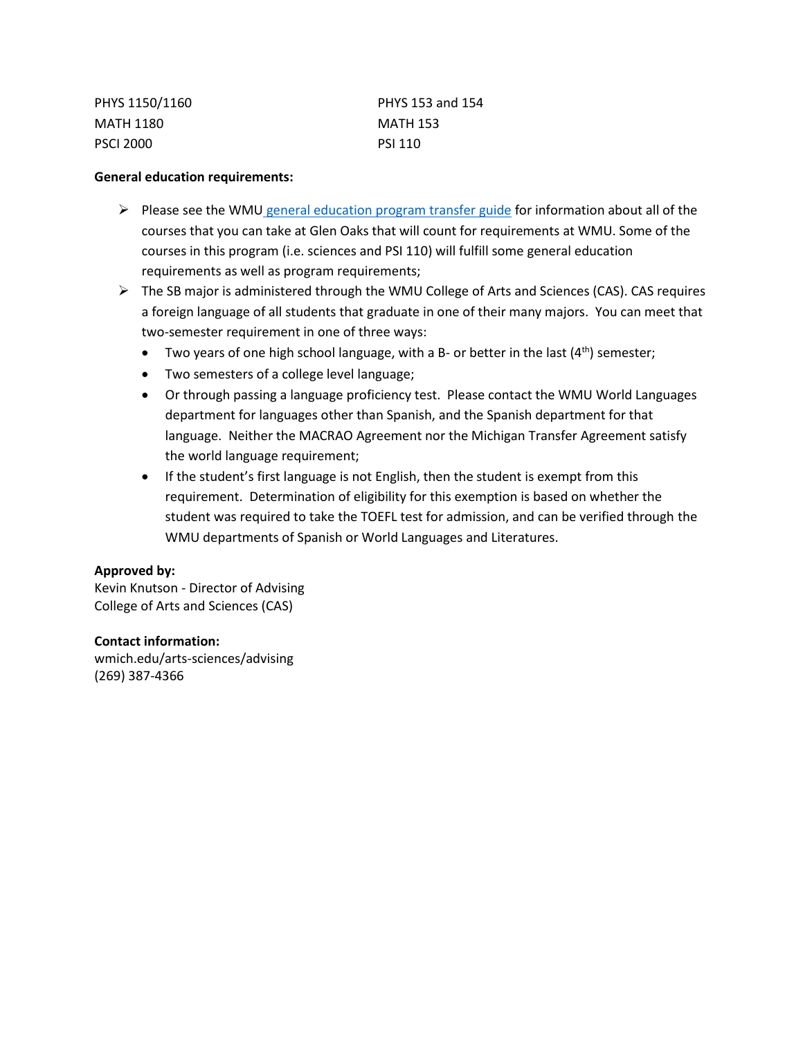| | |
|---|---|
| PHYS 1150/1160 | PHYS 153 and 154 |
| MATH 1180 | MATH 153 |
| PSCI 2000 | PSI 110 |

**General education requirements:**

- Please see the WMU general education program transfer guide for information about all of the courses that you can take at Glen Oaks that will count for requirements at WMU. Some of the courses in this program (i.e. sciences and PSI 110) will fulfill some general education requirements as well as program requirements;
- The SB major is administered through the WMU College of Arts and Sciences (CAS). CAS requires a foreign language of all students that graduate in one of their many majors. You can meet that two-semester requirement in one of three ways:
  - Two years of one high school language, with a B- or better in the last (4th) semester;
  - Two semesters of a college level language;
  - Or through passing a language proficiency test. Please contact the WMU World Languages department for languages other than Spanish, and the Spanish department for that language. Neither the MACRAO Agreement nor the Michigan Transfer Agreement satisfy the world language requirement;
  - If the student's first language is not English, then the student is exempt from this requirement. Determination of eligibility for this exemption is based on whether the student was required to take the TOEFL test for admission, and can be verified through the WMU departments of Spanish or World Languages and Literatures.

**Approved by:**
Kevin Knutson - Director of Advising
College of Arts and Sciences (CAS)

**Contact information:**
wmich.edu/arts-sciences/advising
(269) 387-4366